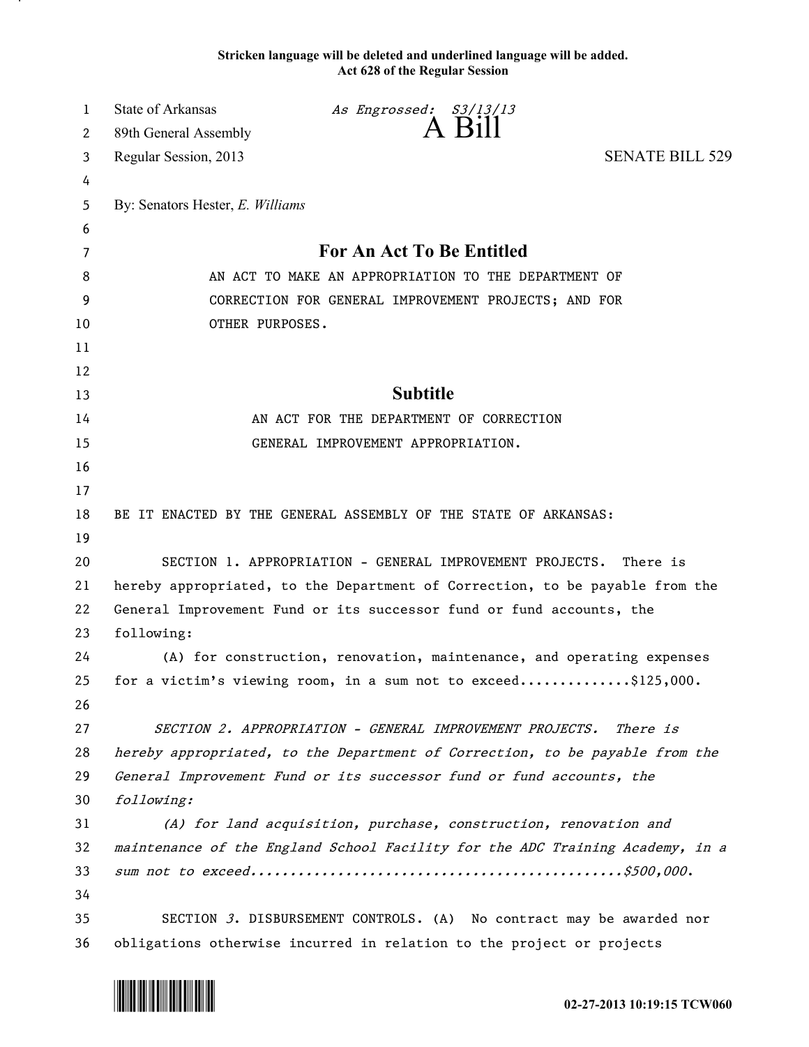**Stricken language will be deleted and underlined language will be added.**
**Act 628 of the Regular Session**

State of Arkansas *As Engrossed: S3/13/13*
89th General Assembly
# A Bill
Regular Session, 2013 SENATE BILL 529

By: Senators Hester, *E. Williams*

## For An Act To Be Entitled

AN ACT TO MAKE AN APPROPRIATION TO THE DEPARTMENT OF CORRECTION FOR GENERAL IMPROVEMENT PROJECTS; AND FOR OTHER PURPOSES.

## Subtitle

AN ACT FOR THE DEPARTMENT OF CORRECTION GENERAL IMPROVEMENT APPROPRIATION.

BE IT ENACTED BY THE GENERAL ASSEMBLY OF THE STATE OF ARKANSAS:

SECTION 1. APPROPRIATION - GENERAL IMPROVEMENT PROJECTS. There is hereby appropriated, to the Department of Correction, to be payable from the General Improvement Fund or its successor fund or fund accounts, the following:

(A) for construction, renovation, maintenance, and operating expenses for a victim's viewing room, in a sum not to exceed.............$125,000.

*SECTION 2. APPROPRIATION - GENERAL IMPROVEMENT PROJECTS. There is hereby appropriated, to the Department of Correction, to be payable from the General Improvement Fund or its successor fund or fund accounts, the following:*

*(A) for land acquisition, purchase, construction, renovation and maintenance of the England School Facility for the ADC Training Academy, in a sum not to exceed..............................................$500,000.*

SECTION *3*. DISBURSEMENT CONTROLS. (A) No contract may be awarded nor obligations otherwise incurred in relation to the project or projects

02-27-2013 10:19:15 TCW060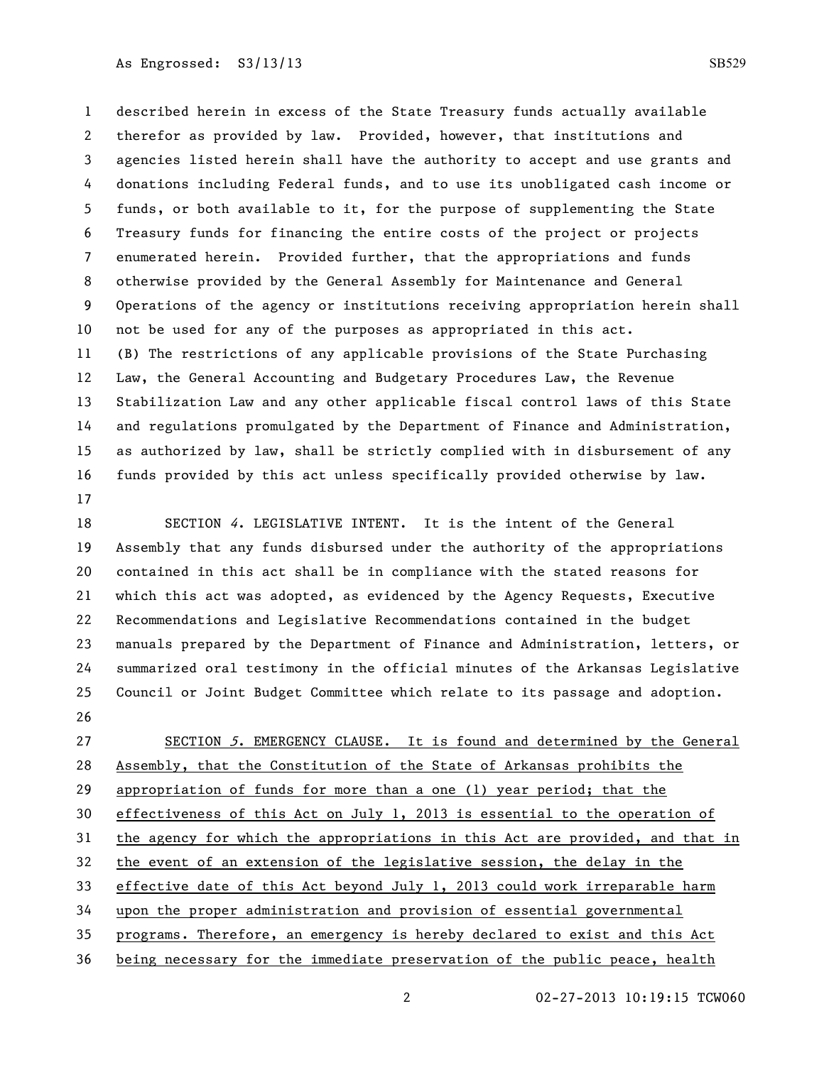described herein in excess of the State Treasury funds actually available therefor as provided by law. Provided, however, that institutions and agencies listed herein shall have the authority to accept and use grants and donations including Federal funds, and to use its unobligated cash income or funds, or both available to it, for the purpose of supplementing the State Treasury funds for financing the entire costs of the project or projects enumerated herein. Provided further, that the appropriations and funds otherwise provided by the General Assembly for Maintenance and General Operations of the agency or institutions receiving appropriation herein shall not be used for any of the purposes as appropriated in this act.

(B) The restrictions of any applicable provisions of the State Purchasing Law, the General Accounting and Budgetary Procedures Law, the Revenue Stabilization Law and any other applicable fiscal control laws of this State and regulations promulgated by the Department of Finance and Administration, as authorized by law, shall be strictly complied with in disbursement of any funds provided by this act unless specifically provided otherwise by law.

SECTION *4*. LEGISLATIVE INTENT. It is the intent of the General Assembly that any funds disbursed under the authority of the appropriations contained in this act shall be in compliance with the stated reasons for which this act was adopted, as evidenced by the Agency Requests, Executive Recommendations and Legislative Recommendations contained in the budget manuals prepared by the Department of Finance and Administration, letters, or summarized oral testimony in the official minutes of the Arkansas Legislative Council or Joint Budget Committee which relate to its passage and adoption.

<u>SECTION *5*. EMERGENCY CLAUSE. It is found and determined by the General Assembly, that the Constitution of the State of Arkansas prohibits the appropriation of funds for more than a one (1) year period; that the effectiveness of this Act on July 1, 2013 is essential to the operation of the agency for which the appropriations in this Act are provided, and that in the event of an extension of the legislative session, the delay in the effective date of this Act beyond July 1, 2013 could work irreparable harm upon the proper administration and provision of essential governmental programs. Therefore, an emergency is hereby declared to exist and this Act being necessary for the immediate preservation of the public peace, health</u>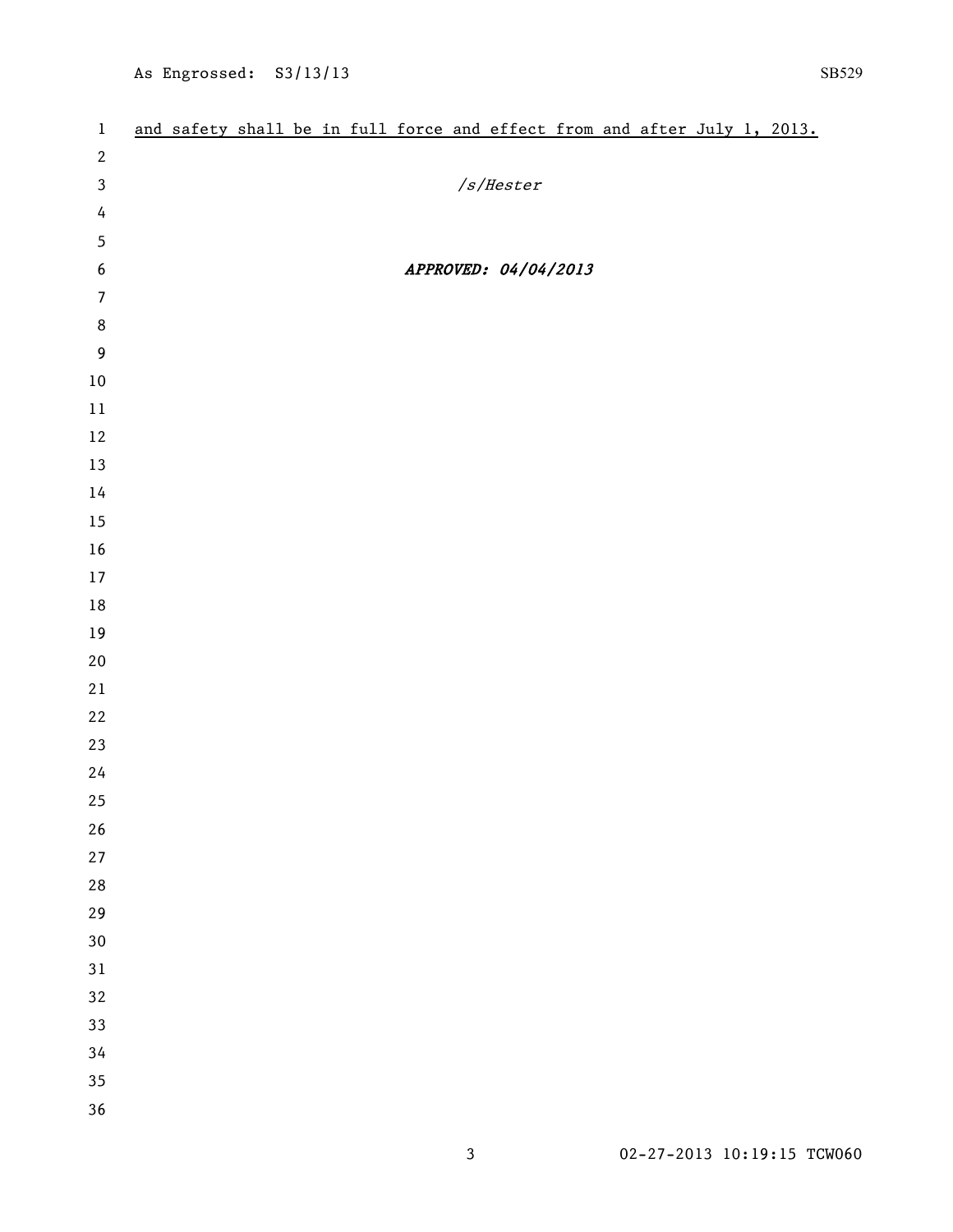and safety shall be in full force and effect from and after July 1, 2013.

*/s/Hester*

***APPROVED: 04/04/2013***